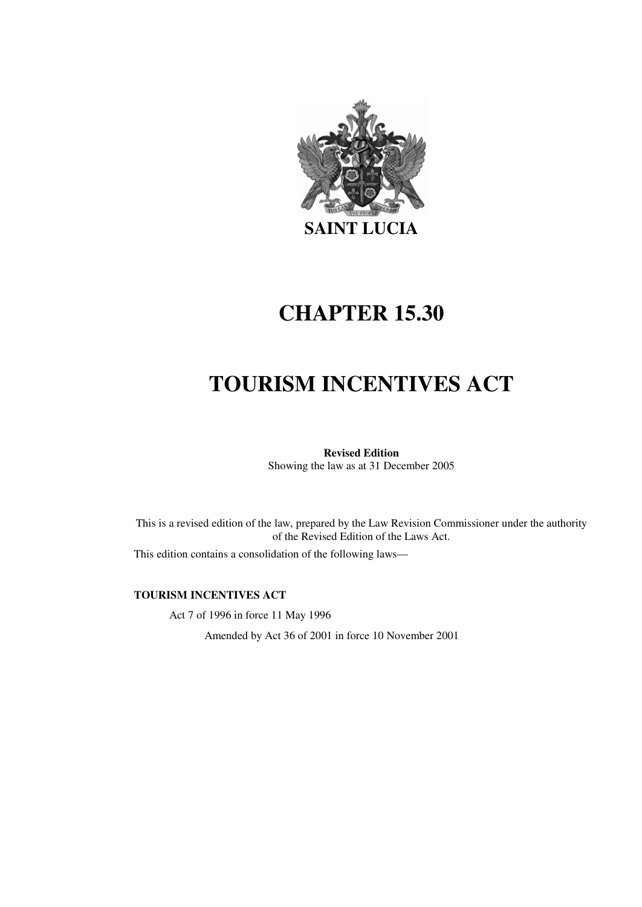# SAINT LUCIA

# CHAPTER 15.30

# TOURISM INCENTIVES ACT

**Revised Edition**
Showing the law as at 31 December 2005

This is a revised edition of the law, prepared by the Law Revision Commissioner under the authority of the Revised Edition of the Laws Act.

This edition contains a consolidation of the following laws—

**TOURISM INCENTIVES ACT**

Act 7 of 1996 in force 11 May 1996

Amended by Act 36 of 2001 in force 10 November 2001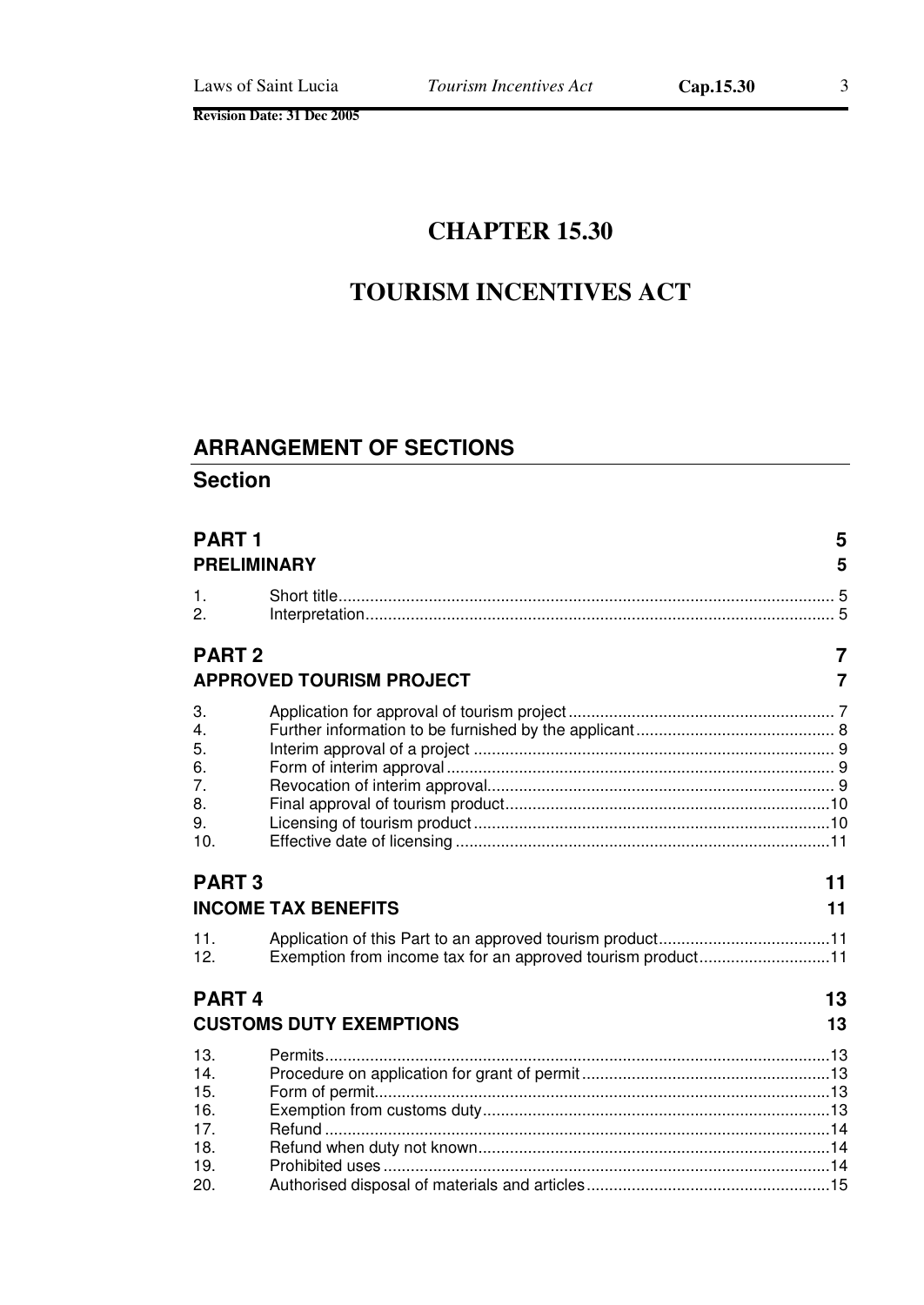# CHAPTER 15.30

# TOURISM INCENTIVES ACT

## ARRANGEMENT OF SECTIONS

**Section**

| | | |
|---|---|---|
| **PART 1** | | **5** |
| **PRELIMINARY** | | **5** |
| 1. | Short title | 5 |
| 2. | Interpretation | 5 |
| **PART 2** | | **7** |
| **APPROVED TOURISM PROJECT** | | **7** |
| 3. | Application for approval of tourism project | 7 |
| 4. | Further information to be furnished by the applicant | 8 |
| 5. | Interim approval of a project | 9 |
| 6. | Form of interim approval | 9 |
| 7. | Revocation of interim approval | 9 |
| 8. | Final approval of tourism product | 10 |
| 9. | Licensing of tourism product | 10 |
| 10. | Effective date of licensing | 11 |
| **PART 3** | | **11** |
| **INCOME TAX BENEFITS** | | **11** |
| 11. | Application of this Part to an approved tourism product | 11 |
| 12. | Exemption from income tax for an approved tourism product | 11 |
| **PART 4** | | **13** |
| **CUSTOMS DUTY EXEMPTIONS** | | **13** |
| 13. | Permits | 13 |
| 14. | Procedure on application for grant of permit | 13 |
| 15. | Form of permit | 13 |
| 16. | Exemption from customs duty | 13 |
| 17. | Refund | 14 |
| 18. | Refund when duty not known | 14 |
| 19. | Prohibited uses | 14 |
| 20. | Authorised disposal of materials and articles | 15 |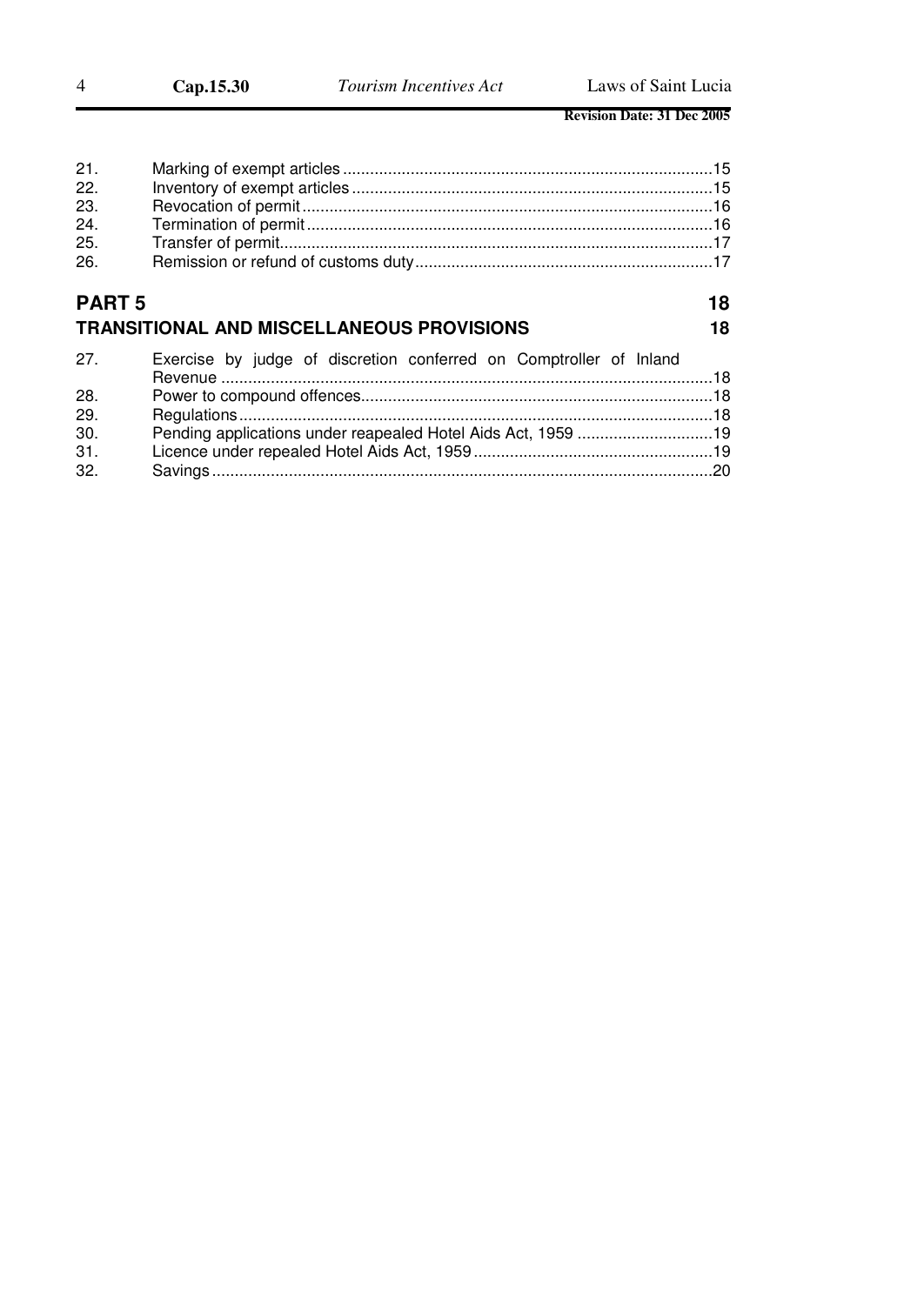| | | |
|---|---|---|
| 21. | Marking of exempt articles | 15 |
| 22. | Inventory of exempt articles | 15 |
| 23. | Revocation of permit | 16 |
| 24. | Termination of permit | 16 |
| 25. | Transfer of permit | 17 |
| 26. | Remission or refund of customs duty | 17 |

## PART 5 — 18

## TRANSITIONAL AND MISCELLANEOUS PROVISIONS — 18

| | | |
|---|---|---|
| 27. | Exercise by judge of discretion conferred on Comptroller of Inland Revenue | 18 |
| 28. | Power to compound offences | 18 |
| 29. | Regulations | 18 |
| 30. | Pending applications under reapealed Hotel Aids Act, 1959 | 19 |
| 31. | Licence under repealed Hotel Aids Act, 1959 | 19 |
| 32. | Savings | 20 |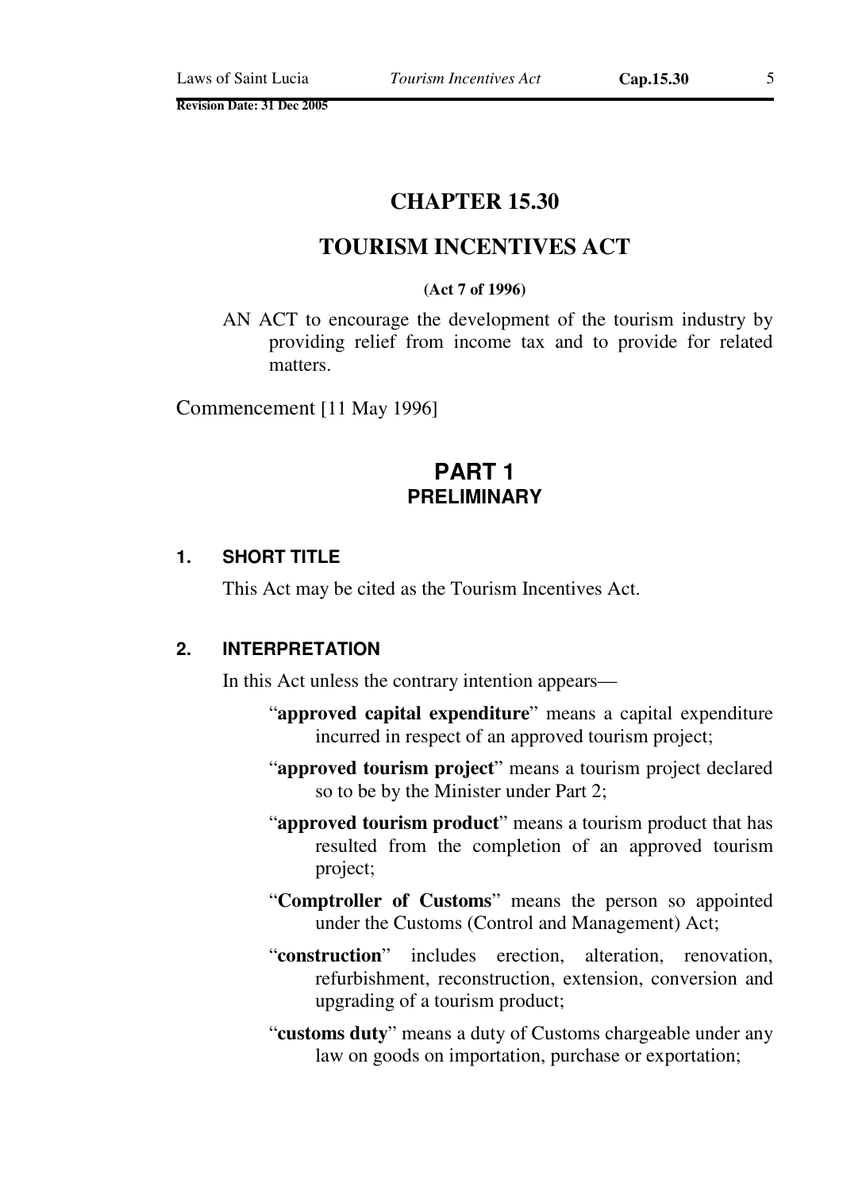# CHAPTER 15.30

# TOURISM INCENTIVES ACT

**(Act 7 of 1996)**

AN ACT to encourage the development of the tourism industry by providing relief from income tax and to provide for related matters.

Commencement [11 May 1996]

## PART 1
## PRELIMINARY

### 1. SHORT TITLE

This Act may be cited as the Tourism Incentives Act.

### 2. INTERPRETATION

In this Act unless the contrary intention appears—

"**approved capital expenditure**" means a capital expenditure incurred in respect of an approved tourism project;

"**approved tourism project**" means a tourism project declared so to be by the Minister under Part 2;

"**approved tourism product**" means a tourism product that has resulted from the completion of an approved tourism project;

"**Comptroller of Customs**" means the person so appointed under the Customs (Control and Management) Act;

"**construction**" includes erection, alteration, renovation, refurbishment, reconstruction, extension, conversion and upgrading of a tourism product;

"**customs duty**" means a duty of Customs chargeable under any law on goods on importation, purchase or exportation;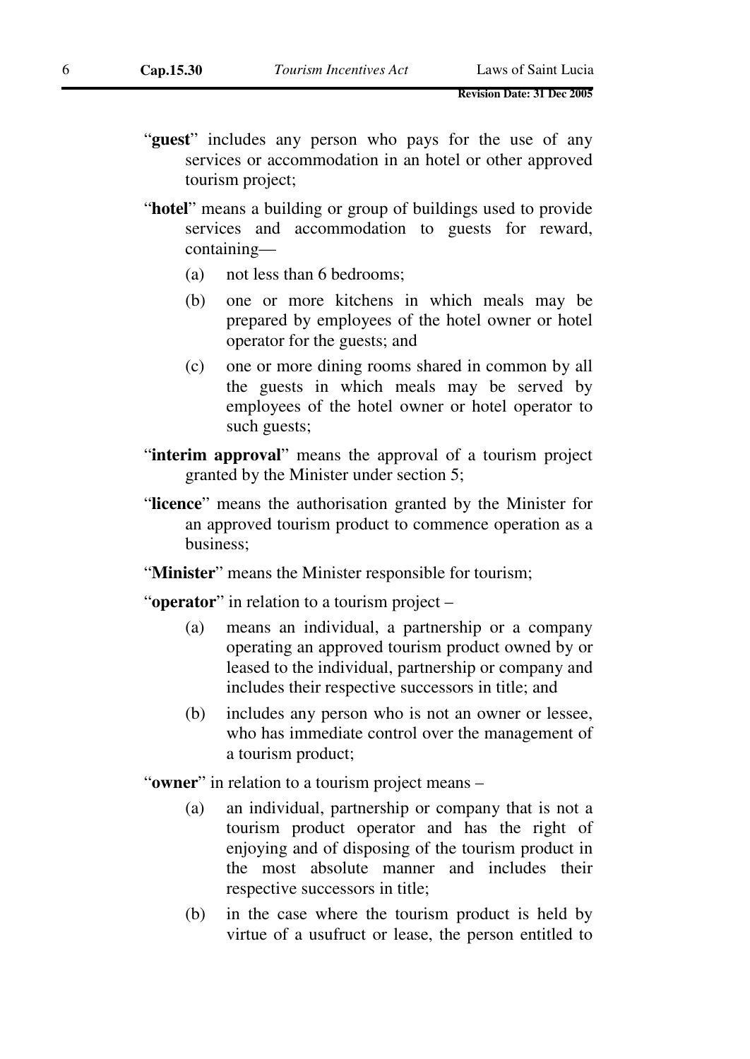"**guest**" includes any person who pays for the use of any services or accommodation in an hotel or other approved tourism project;

"**hotel**" means a building or group of buildings used to provide services and accommodation to guests for reward, containing—

(a) not less than 6 bedrooms;

(b) one or more kitchens in which meals may be prepared by employees of the hotel owner or hotel operator for the guests; and

(c) one or more dining rooms shared in common by all the guests in which meals may be served by employees of the hotel owner or hotel operator to such guests;

"**interim approval**" means the approval of a tourism project granted by the Minister under section 5;

"**licence**" means the authorisation granted by the Minister for an approved tourism product to commence operation as a business;

"**Minister**" means the Minister responsible for tourism;

"**operator**" in relation to a tourism project –

(a) means an individual, a partnership or a company operating an approved tourism product owned by or leased to the individual, partnership or company and includes their respective successors in title; and

(b) includes any person who is not an owner or lessee, who has immediate control over the management of a tourism product;

"**owner**" in relation to a tourism project means –

(a) an individual, partnership or company that is not a tourism product operator and has the right of enjoying and of disposing of the tourism product in the most absolute manner and includes their respective successors in title;

(b) in the case where the tourism product is held by virtue of a usufruct or lease, the person entitled to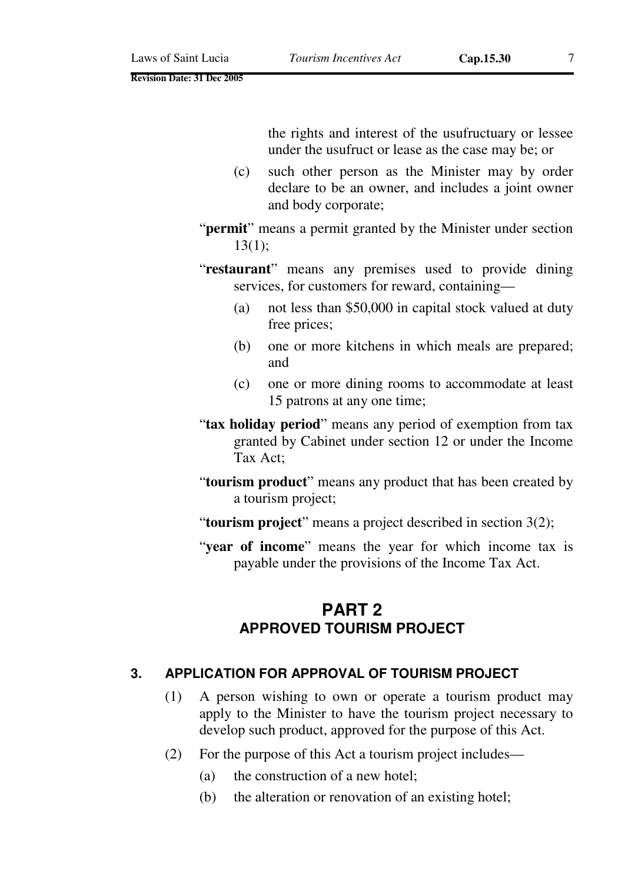the rights and interest of the usufructuary or lessee under the usufruct or lease as the case may be; or

(c) such other person as the Minister may by order declare to be an owner, and includes a joint owner and body corporate;

"**permit**" means a permit granted by the Minister under section 13(1);

"**restaurant**" means any premises used to provide dining services, for customers for reward, containing—

(a) not less than $50,000 in capital stock valued at duty free prices;

(b) one or more kitchens in which meals are prepared; and

(c) one or more dining rooms to accommodate at least 15 patrons at any one time;

"**tax holiday period**" means any period of exemption from tax granted by Cabinet under section 12 or under the Income Tax Act;

"**tourism product**" means any product that has been created by a tourism project;

"**tourism project**" means a project described in section 3(2);

"**year of income**" means the year for which income tax is payable under the provisions of the Income Tax Act.

## PART 2
## APPROVED TOURISM PROJECT

### 3. APPLICATION FOR APPROVAL OF TOURISM PROJECT

(1) A person wishing to own or operate a tourism product may apply to the Minister to have the tourism project necessary to develop such product, approved for the purpose of this Act.

(2) For the purpose of this Act a tourism project includes—

(a) the construction of a new hotel;

(b) the alteration or renovation of an existing hotel;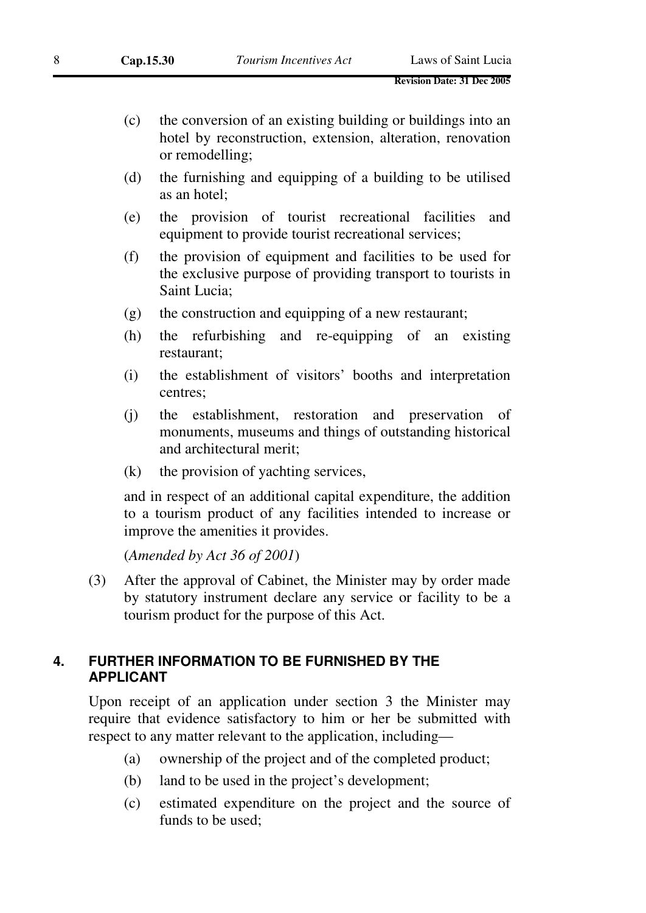(c) the conversion of an existing building or buildings into an hotel by reconstruction, extension, alteration, renovation or remodelling;

(d) the furnishing and equipping of a building to be utilised as an hotel;

(e) the provision of tourist recreational facilities and equipment to provide tourist recreational services;

(f) the provision of equipment and facilities to be used for the exclusive purpose of providing transport to tourists in Saint Lucia;

(g) the construction and equipping of a new restaurant;

(h) the refurbishing and re-equipping of an existing restaurant;

(i) the establishment of visitors' booths and interpretation centres;

(j) the establishment, restoration and preservation of monuments, museums and things of outstanding historical and architectural merit;

(k) the provision of yachting services,

and in respect of an additional capital expenditure, the addition to a tourism product of any facilities intended to increase or improve the amenities it provides.

(*Amended by Act 36 of 2001*)

(3) After the approval of Cabinet, the Minister may by order made by statutory instrument declare any service or facility to be a tourism product for the purpose of this Act.

### 4. FURTHER INFORMATION TO BE FURNISHED BY THE APPLICANT

Upon receipt of an application under section 3 the Minister may require that evidence satisfactory to him or her be submitted with respect to any matter relevant to the application, including—

(a) ownership of the project and of the completed product;

(b) land to be used in the project's development;

(c) estimated expenditure on the project and the source of funds to be used;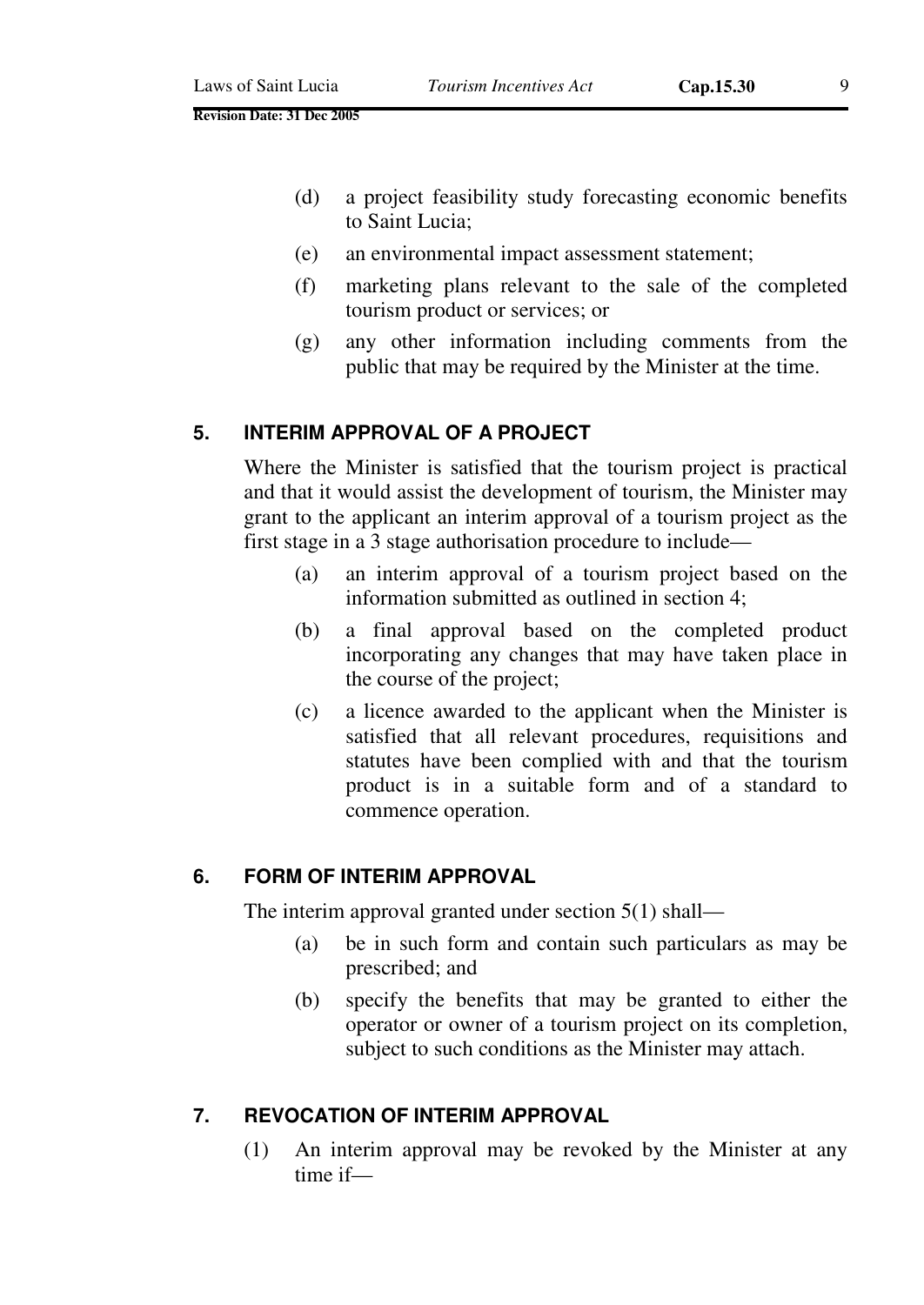(d) a project feasibility study forecasting economic benefits to Saint Lucia;

(e) an environmental impact assessment statement;

(f) marketing plans relevant to the sale of the completed tourism product or services; or

(g) any other information including comments from the public that may be required by the Minister at the time.

## 5. INTERIM APPROVAL OF A PROJECT

Where the Minister is satisfied that the tourism project is practical and that it would assist the development of tourism, the Minister may grant to the applicant an interim approval of a tourism project as the first stage in a 3 stage authorisation procedure to include—

(a) an interim approval of a tourism project based on the information submitted as outlined in section 4;

(b) a final approval based on the completed product incorporating any changes that may have taken place in the course of the project;

(c) a licence awarded to the applicant when the Minister is satisfied that all relevant procedures, requisitions and statutes have been complied with and that the tourism product is in a suitable form and of a standard to commence operation.

## 6. FORM OF INTERIM APPROVAL

The interim approval granted under section 5(1) shall—

(a) be in such form and contain such particulars as may be prescribed; and

(b) specify the benefits that may be granted to either the operator or owner of a tourism project on its completion, subject to such conditions as the Minister may attach.

## 7. REVOCATION OF INTERIM APPROVAL

(1) An interim approval may be revoked by the Minister at any time if—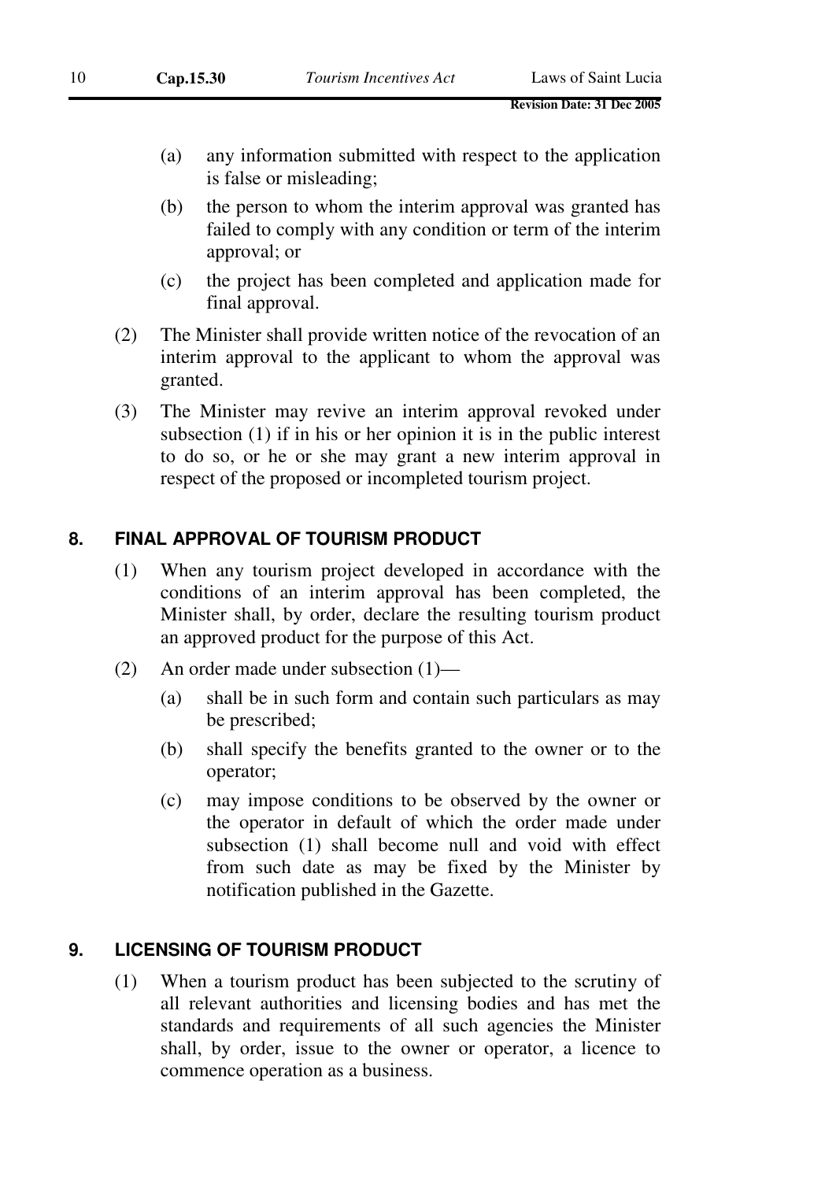(a) any information submitted with respect to the application is false or misleading;

(b) the person to whom the interim approval was granted has failed to comply with any condition or term of the interim approval; or

(c) the project has been completed and application made for final approval.

(2) The Minister shall provide written notice of the revocation of an interim approval to the applicant to whom the approval was granted.

(3) The Minister may revive an interim approval revoked under subsection (1) if in his or her opinion it is in the public interest to do so, or he or she may grant a new interim approval in respect of the proposed or incompleted tourism project.

## 8. FINAL APPROVAL OF TOURISM PRODUCT

(1) When any tourism project developed in accordance with the conditions of an interim approval has been completed, the Minister shall, by order, declare the resulting tourism product an approved product for the purpose of this Act.

(2) An order made under subsection (1)—

(a) shall be in such form and contain such particulars as may be prescribed;

(b) shall specify the benefits granted to the owner or to the operator;

(c) may impose conditions to be observed by the owner or the operator in default of which the order made under subsection (1) shall become null and void with effect from such date as may be fixed by the Minister by notification published in the Gazette.

## 9. LICENSING OF TOURISM PRODUCT

(1) When a tourism product has been subjected to the scrutiny of all relevant authorities and licensing bodies and has met the standards and requirements of all such agencies the Minister shall, by order, issue to the owner or operator, a licence to commence operation as a business.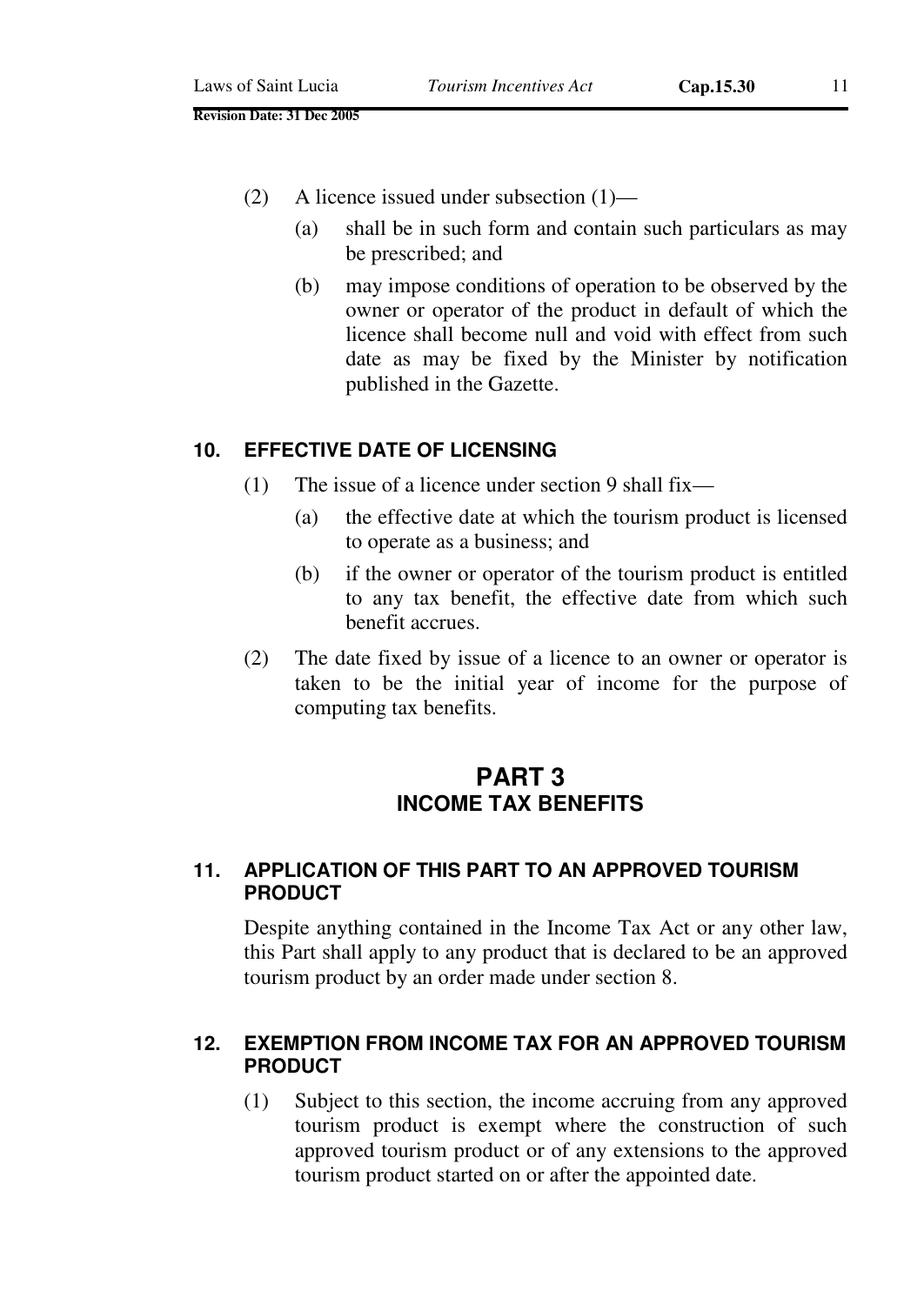(2) A licence issued under subsection (1)—

 (a) shall be in such form and contain such particulars as may be prescribed; and

 (b) may impose conditions of operation to be observed by the owner or operator of the product in default of which the licence shall become null and void with effect from such date as may be fixed by the Minister by notification published in the Gazette.

### 10. EFFECTIVE DATE OF LICENSING

(1) The issue of a licence under section 9 shall fix—

 (a) the effective date at which the tourism product is licensed to operate as a business; and

 (b) if the owner or operator of the tourism product is entitled to any tax benefit, the effective date from which such benefit accrues.

(2) The date fixed by issue of a licence to an owner or operator is taken to be the initial year of income for the purpose of computing tax benefits.

## PART 3
## INCOME TAX BENEFITS

### 11. APPLICATION OF THIS PART TO AN APPROVED TOURISM PRODUCT

Despite anything contained in the Income Tax Act or any other law, this Part shall apply to any product that is declared to be an approved tourism product by an order made under section 8.

### 12. EXEMPTION FROM INCOME TAX FOR AN APPROVED TOURISM PRODUCT

(1) Subject to this section, the income accruing from any approved tourism product is exempt where the construction of such approved tourism product or of any extensions to the approved tourism product started on or after the appointed date.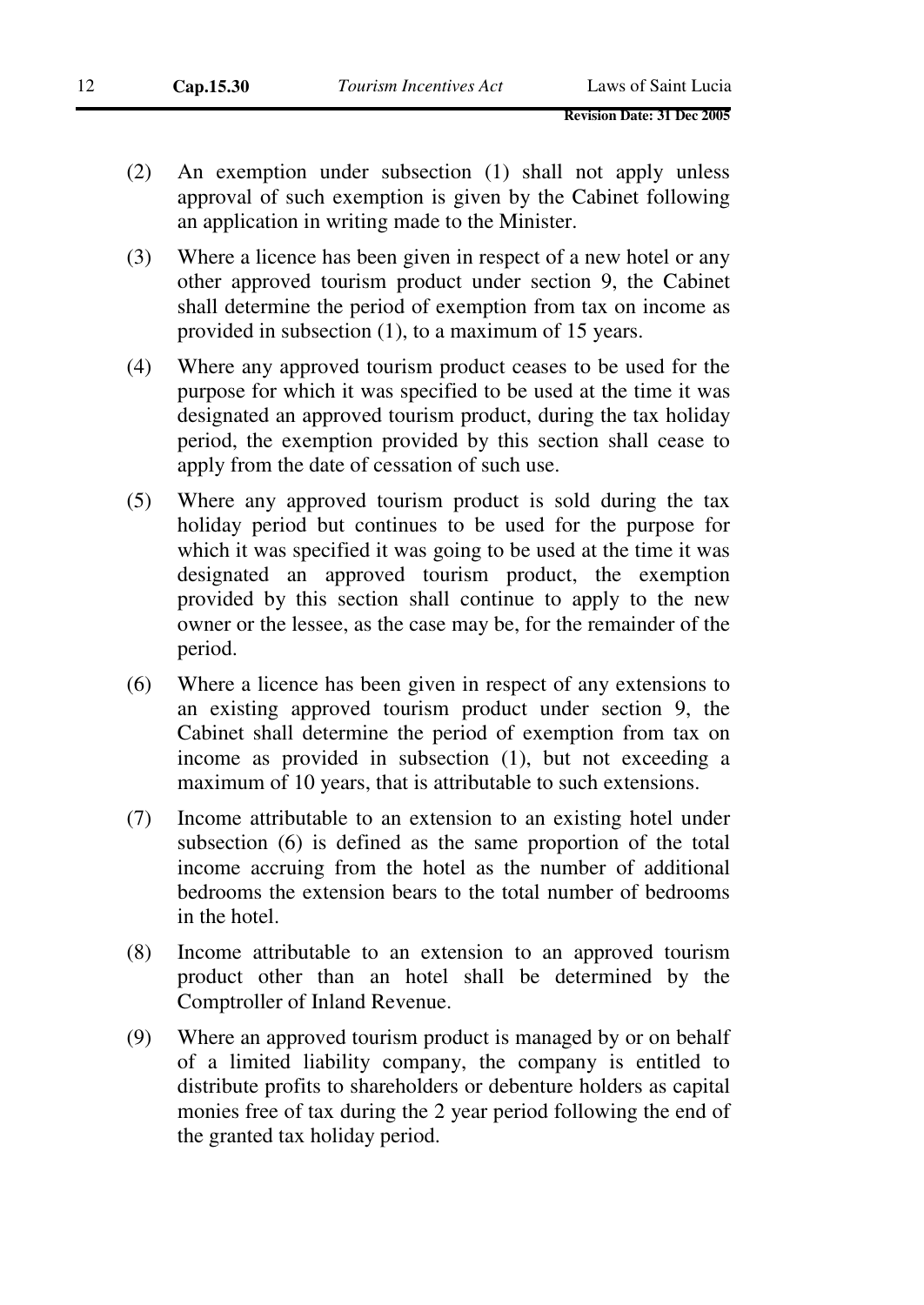(2) An exemption under subsection (1) shall not apply unless approval of such exemption is given by the Cabinet following an application in writing made to the Minister.

(3) Where a licence has been given in respect of a new hotel or any other approved tourism product under section 9, the Cabinet shall determine the period of exemption from tax on income as provided in subsection (1), to a maximum of 15 years.

(4) Where any approved tourism product ceases to be used for the purpose for which it was specified to be used at the time it was designated an approved tourism product, during the tax holiday period, the exemption provided by this section shall cease to apply from the date of cessation of such use.

(5) Where any approved tourism product is sold during the tax holiday period but continues to be used for the purpose for which it was specified it was going to be used at the time it was designated an approved tourism product, the exemption provided by this section shall continue to apply to the new owner or the lessee, as the case may be, for the remainder of the period.

(6) Where a licence has been given in respect of any extensions to an existing approved tourism product under section 9, the Cabinet shall determine the period of exemption from tax on income as provided in subsection (1), but not exceeding a maximum of 10 years, that is attributable to such extensions.

(7) Income attributable to an extension to an existing hotel under subsection (6) is defined as the same proportion of the total income accruing from the hotel as the number of additional bedrooms the extension bears to the total number of bedrooms in the hotel.

(8) Income attributable to an extension to an approved tourism product other than an hotel shall be determined by the Comptroller of Inland Revenue.

(9) Where an approved tourism product is managed by or on behalf of a limited liability company, the company is entitled to distribute profits to shareholders or debenture holders as capital monies free of tax during the 2 year period following the end of the granted tax holiday period.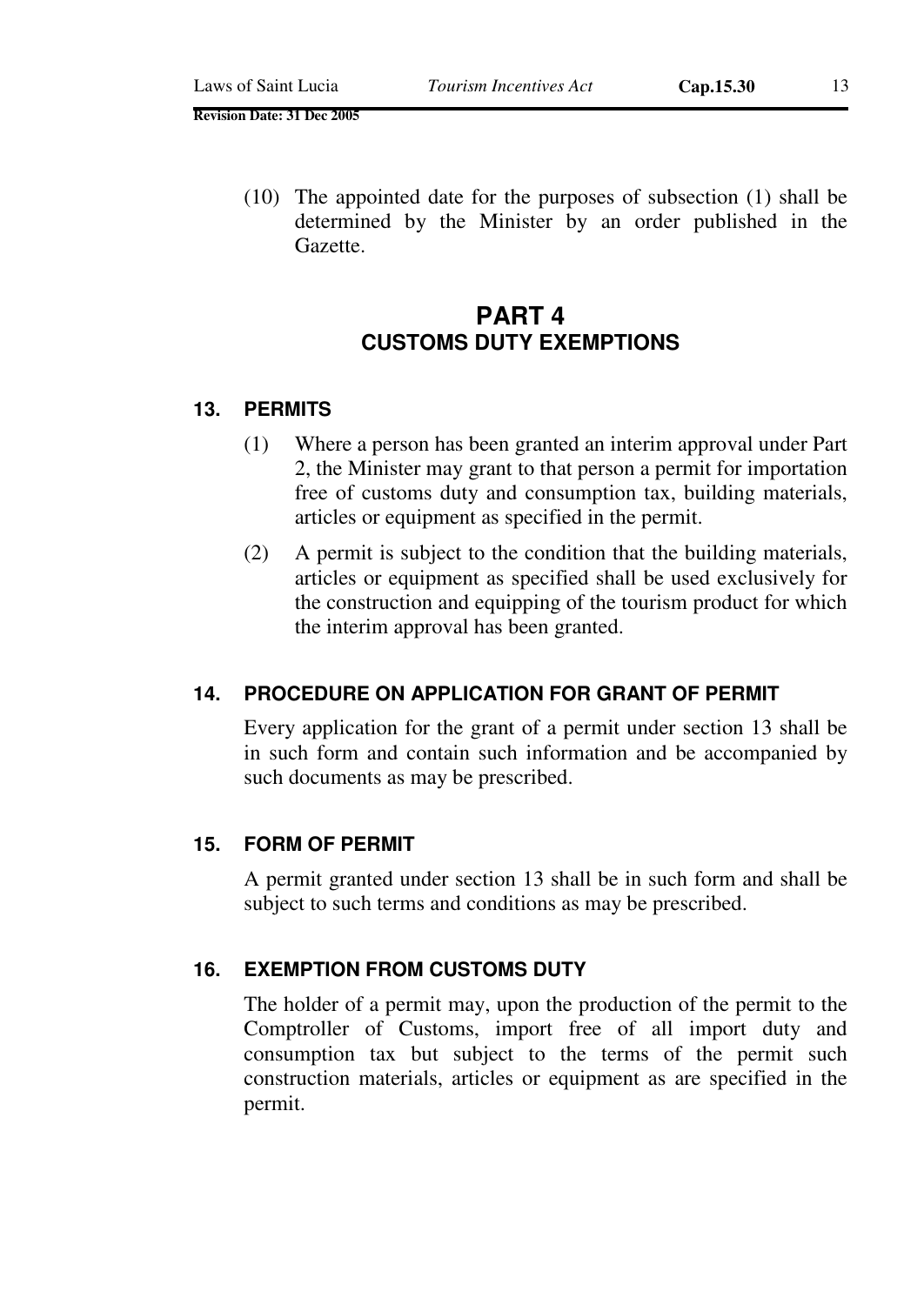(10) The appointed date for the purposes of subsection (1) shall be determined by the Minister by an order published in the Gazette.

## PART 4
## CUSTOMS DUTY EXEMPTIONS

### 13. PERMITS

(1) Where a person has been granted an interim approval under Part 2, the Minister may grant to that person a permit for importation free of customs duty and consumption tax, building materials, articles or equipment as specified in the permit.

(2) A permit is subject to the condition that the building materials, articles or equipment as specified shall be used exclusively for the construction and equipping of the tourism product for which the interim approval has been granted.

### 14. PROCEDURE ON APPLICATION FOR GRANT OF PERMIT

Every application for the grant of a permit under section 13 shall be in such form and contain such information and be accompanied by such documents as may be prescribed.

### 15. FORM OF PERMIT

A permit granted under section 13 shall be in such form and shall be subject to such terms and conditions as may be prescribed.

### 16. EXEMPTION FROM CUSTOMS DUTY

The holder of a permit may, upon the production of the permit to the Comptroller of Customs, import free of all import duty and consumption tax but subject to the terms of the permit such construction materials, articles or equipment as are specified in the permit.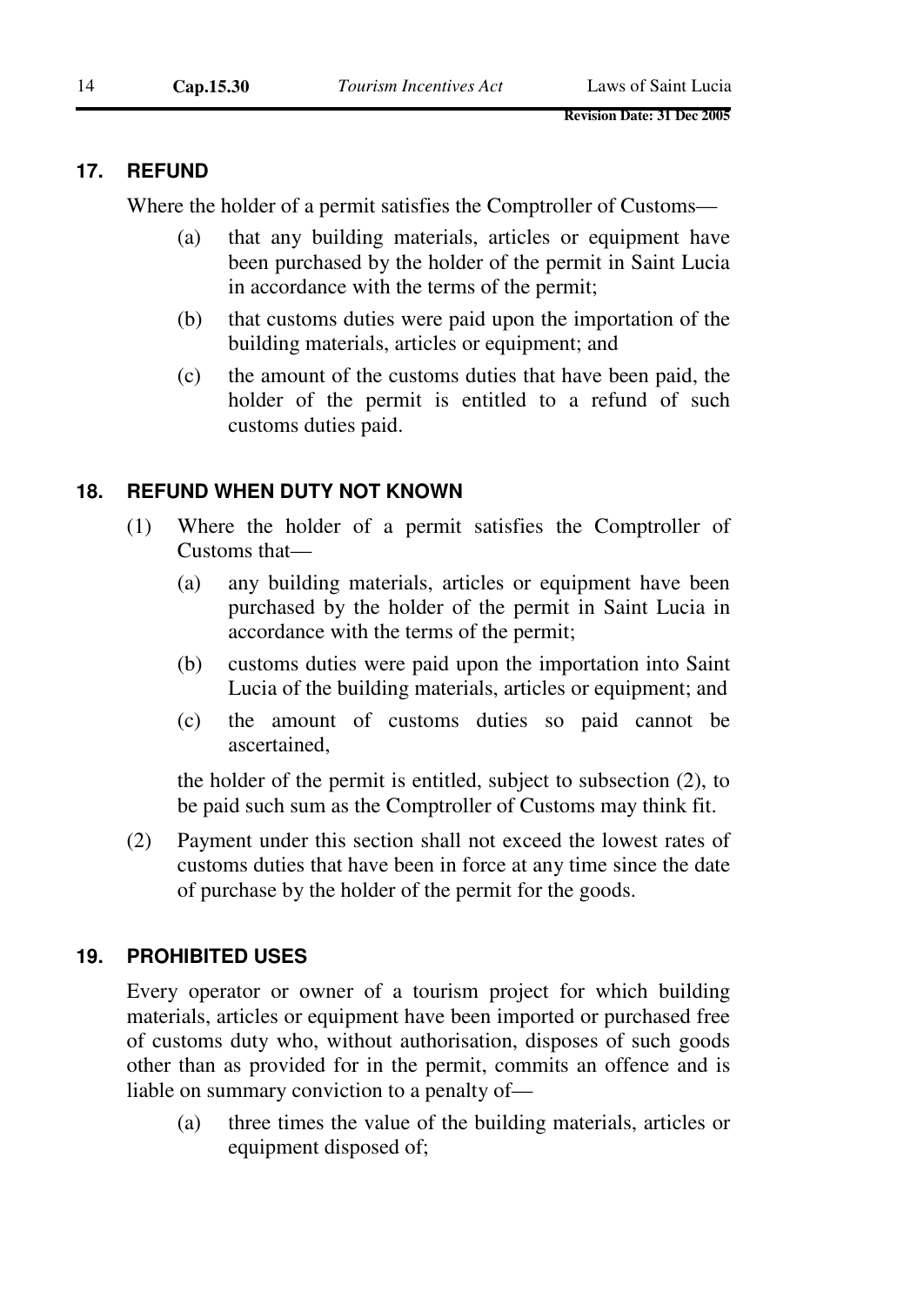### 17. REFUND

Where the holder of a permit satisfies the Comptroller of Customs—

(a) that any building materials, articles or equipment have been purchased by the holder of the permit in Saint Lucia in accordance with the terms of the permit;

(b) that customs duties were paid upon the importation of the building materials, articles or equipment; and

(c) the amount of the customs duties that have been paid, the holder of the permit is entitled to a refund of such customs duties paid.

### 18. REFUND WHEN DUTY NOT KNOWN

(1) Where the holder of a permit satisfies the Comptroller of Customs that—

(a) any building materials, articles or equipment have been purchased by the holder of the permit in Saint Lucia in accordance with the terms of the permit;

(b) customs duties were paid upon the importation into Saint Lucia of the building materials, articles or equipment; and

(c) the amount of customs duties so paid cannot be ascertained,

the holder of the permit is entitled, subject to subsection (2), to be paid such sum as the Comptroller of Customs may think fit.

(2) Payment under this section shall not exceed the lowest rates of customs duties that have been in force at any time since the date of purchase by the holder of the permit for the goods.

### 19. PROHIBITED USES

Every operator or owner of a tourism project for which building materials, articles or equipment have been imported or purchased free of customs duty who, without authorisation, disposes of such goods other than as provided for in the permit, commits an offence and is liable on summary conviction to a penalty of—

(a) three times the value of the building materials, articles or equipment disposed of;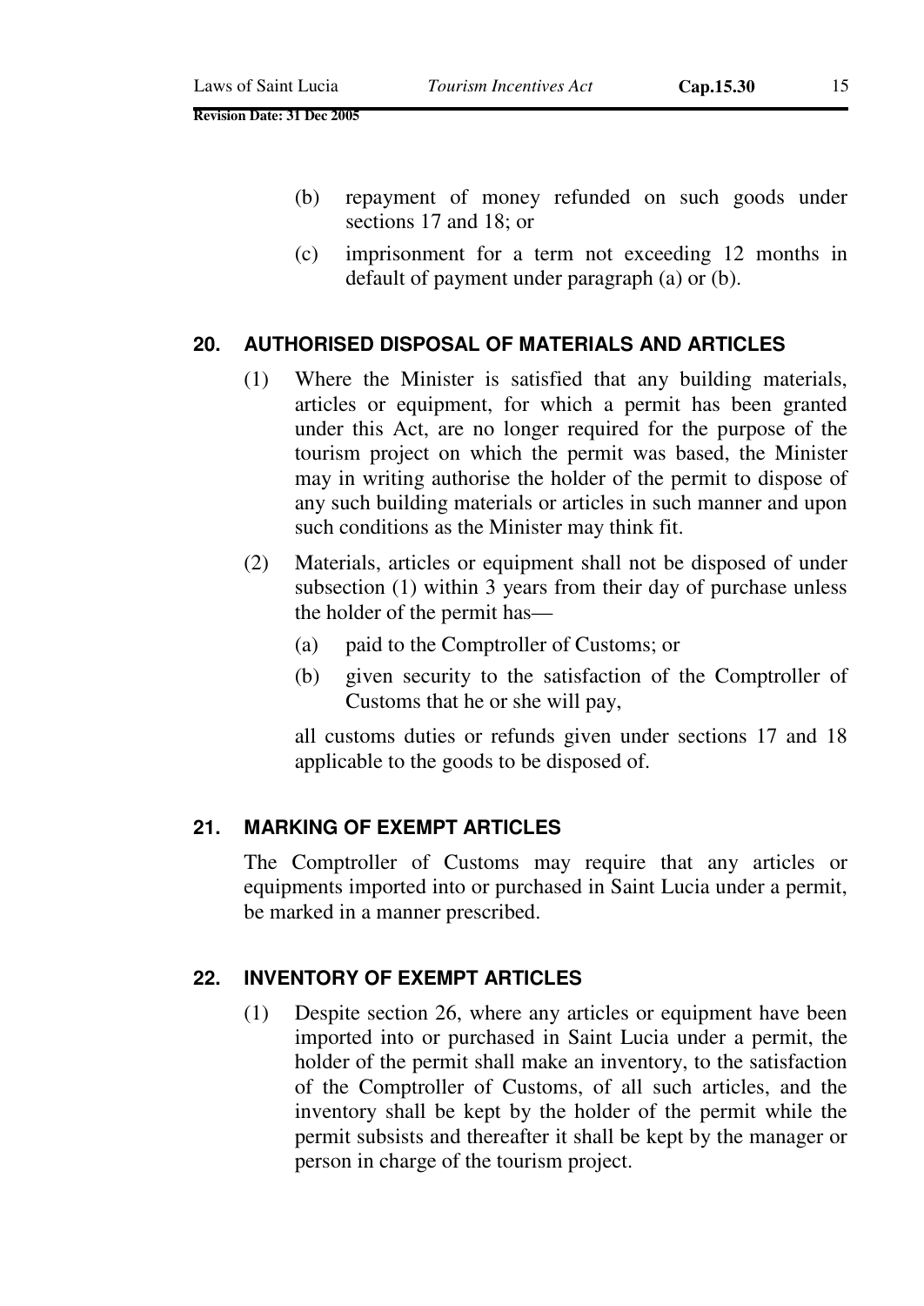(b) repayment of money refunded on such goods under sections 17 and 18; or

(c) imprisonment for a term not exceeding 12 months in default of payment under paragraph (a) or (b).

## 20. AUTHORISED DISPOSAL OF MATERIALS AND ARTICLES

(1) Where the Minister is satisfied that any building materials, articles or equipment, for which a permit has been granted under this Act, are no longer required for the purpose of the tourism project on which the permit was based, the Minister may in writing authorise the holder of the permit to dispose of any such building materials or articles in such manner and upon such conditions as the Minister may think fit.

(2) Materials, articles or equipment shall not be disposed of under subsection (1) within 3 years from their day of purchase unless the holder of the permit has—

(a) paid to the Comptroller of Customs; or

(b) given security to the satisfaction of the Comptroller of Customs that he or she will pay,

all customs duties or refunds given under sections 17 and 18 applicable to the goods to be disposed of.

## 21. MARKING OF EXEMPT ARTICLES

The Comptroller of Customs may require that any articles or equipments imported into or purchased in Saint Lucia under a permit, be marked in a manner prescribed.

## 22. INVENTORY OF EXEMPT ARTICLES

(1) Despite section 26, where any articles or equipment have been imported into or purchased in Saint Lucia under a permit, the holder of the permit shall make an inventory, to the satisfaction of the Comptroller of Customs, of all such articles, and the inventory shall be kept by the holder of the permit while the permit subsists and thereafter it shall be kept by the manager or person in charge of the tourism project.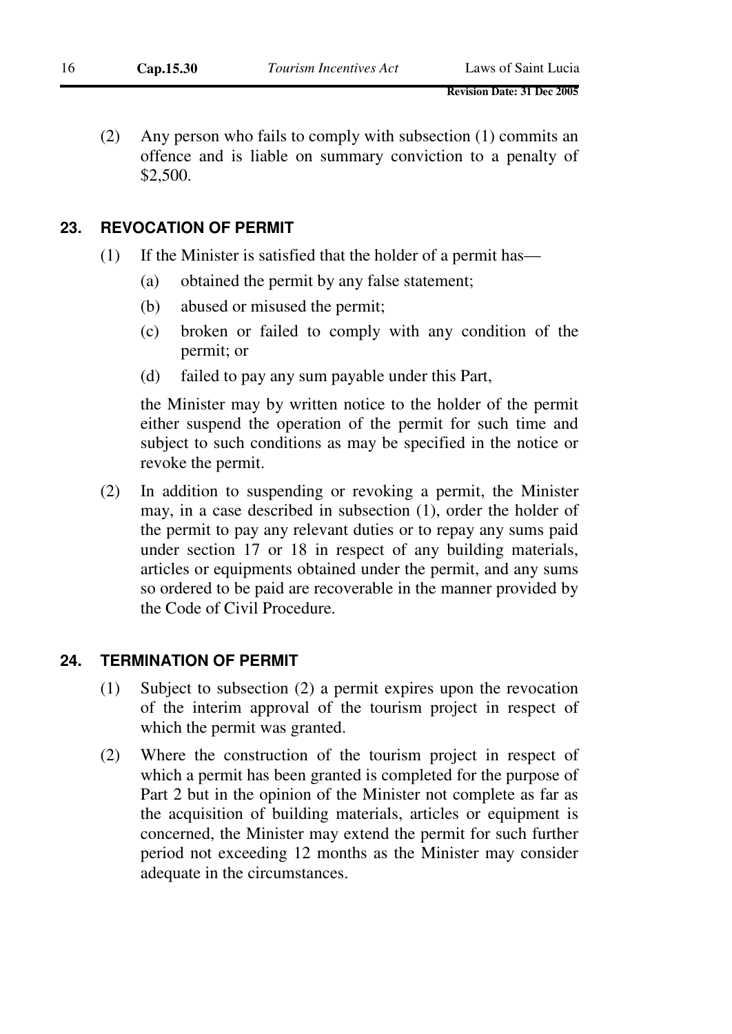(2) Any person who fails to comply with subsection (1) commits an offence and is liable on summary conviction to a penalty of $2,500.

### 23. REVOCATION OF PERMIT

(1) If the Minister is satisfied that the holder of a permit has—

   (a) obtained the permit by any false statement;

   (b) abused or misused the permit;

   (c) broken or failed to comply with any condition of the permit; or

   (d) failed to pay any sum payable under this Part,

   the Minister may by written notice to the holder of the permit either suspend the operation of the permit for such time and subject to such conditions as may be specified in the notice or revoke the permit.

(2) In addition to suspending or revoking a permit, the Minister may, in a case described in subsection (1), order the holder of the permit to pay any relevant duties or to repay any sums paid under section 17 or 18 in respect of any building materials, articles or equipments obtained under the permit, and any sums so ordered to be paid are recoverable in the manner provided by the Code of Civil Procedure.

### 24. TERMINATION OF PERMIT

(1) Subject to subsection (2) a permit expires upon the revocation of the interim approval of the tourism project in respect of which the permit was granted.

(2) Where the construction of the tourism project in respect of which a permit has been granted is completed for the purpose of Part 2 but in the opinion of the Minister not complete as far as the acquisition of building materials, articles or equipment is concerned, the Minister may extend the permit for such further period not exceeding 12 months as the Minister may consider adequate in the circumstances.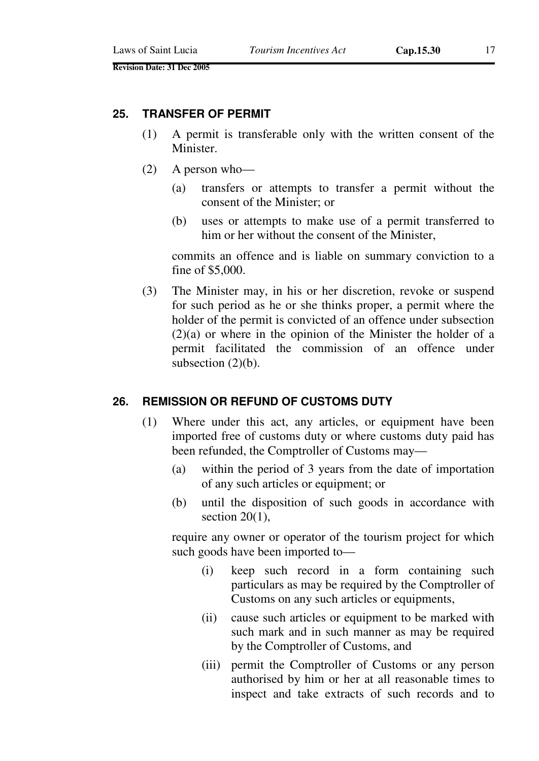## 25. TRANSFER OF PERMIT

(1) A permit is transferable only with the written consent of the Minister.

(2) A person who—

(a) transfers or attempts to transfer a permit without the consent of the Minister; or

(b) uses or attempts to make use of a permit transferred to him or her without the consent of the Minister,

commits an offence and is liable on summary conviction to a fine of $5,000.

(3) The Minister may, in his or her discretion, revoke or suspend for such period as he or she thinks proper, a permit where the holder of the permit is convicted of an offence under subsection (2)(a) or where in the opinion of the Minister the holder of a permit facilitated the commission of an offence under subsection (2)(b).

## 26. REMISSION OR REFUND OF CUSTOMS DUTY

(1) Where under this act, any articles, or equipment have been imported free of customs duty or where customs duty paid has been refunded, the Comptroller of Customs may—

(a) within the period of 3 years from the date of importation of any such articles or equipment; or

(b) until the disposition of such goods in accordance with section 20(1),

require any owner or operator of the tourism project for which such goods have been imported to—

(i) keep such record in a form containing such particulars as may be required by the Comptroller of Customs on any such articles or equipments,

(ii) cause such articles or equipment to be marked with such mark and in such manner as may be required by the Comptroller of Customs, and

(iii) permit the Comptroller of Customs or any person authorised by him or her at all reasonable times to inspect and take extracts of such records and to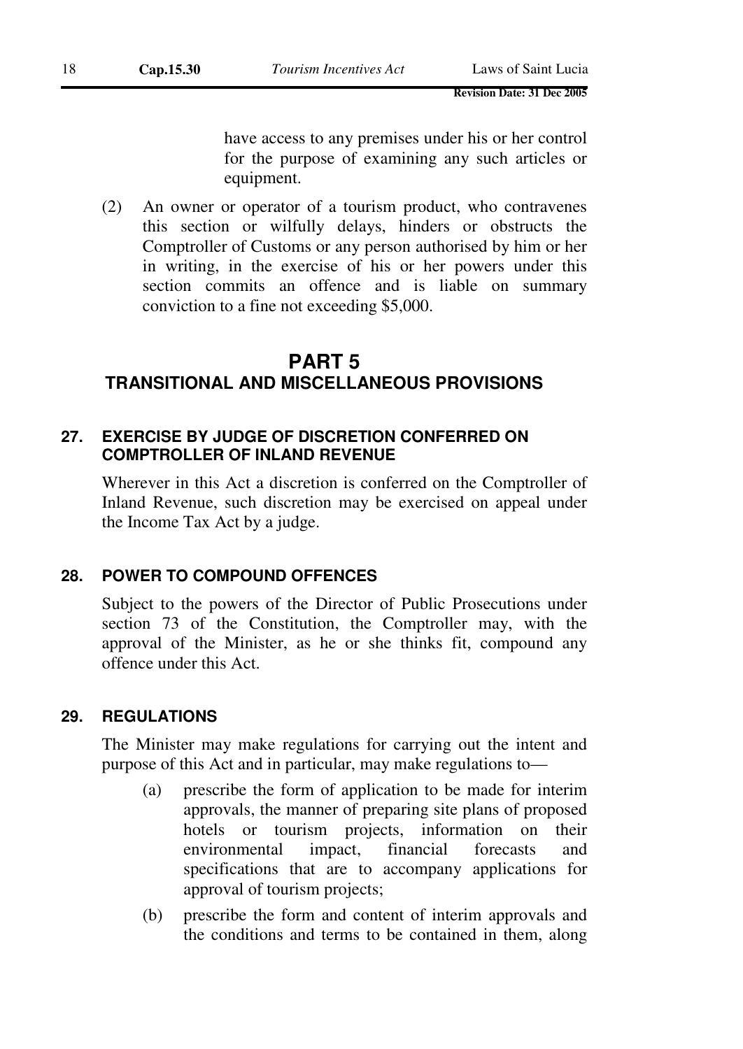have access to any premises under his or her control for the purpose of examining any such articles or equipment.

(2) An owner or operator of a tourism product, who contravenes this section or wilfully delays, hinders or obstructs the Comptroller of Customs or any person authorised by him or her in writing, in the exercise of his or her powers under this section commits an offence and is liable on summary conviction to a fine not exceeding $5,000.

# PART 5
## TRANSITIONAL AND MISCELLANEOUS PROVISIONS

### 27. EXERCISE BY JUDGE OF DISCRETION CONFERRED ON COMPTROLLER OF INLAND REVENUE

Wherever in this Act a discretion is conferred on the Comptroller of Inland Revenue, such discretion may be exercised on appeal under the Income Tax Act by a judge.

### 28. POWER TO COMPOUND OFFENCES

Subject to the powers of the Director of Public Prosecutions under section 73 of the Constitution, the Comptroller may, with the approval of the Minister, as he or she thinks fit, compound any offence under this Act.

### 29. REGULATIONS

The Minister may make regulations for carrying out the intent and purpose of this Act and in particular, may make regulations to—

(a) prescribe the form of application to be made for interim approvals, the manner of preparing site plans of proposed hotels or tourism projects, information on their environmental impact, financial forecasts and specifications that are to accompany applications for approval of tourism projects;

(b) prescribe the form and content of interim approvals and the conditions and terms to be contained in them, along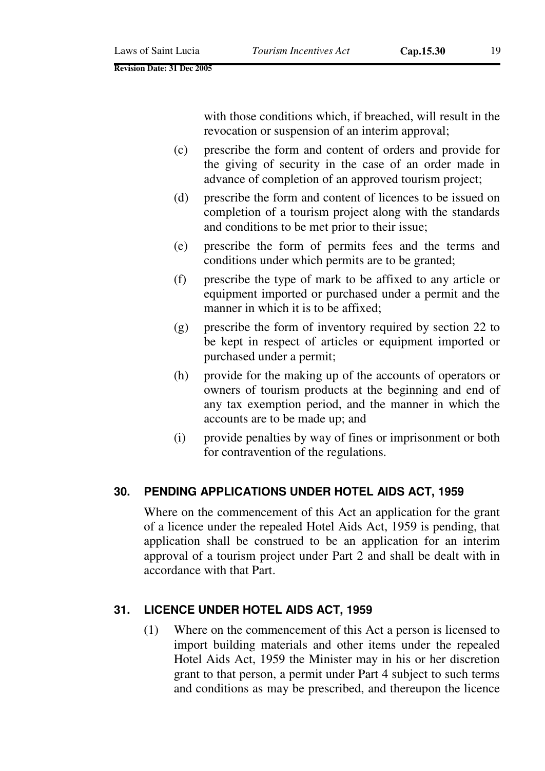with those conditions which, if breached, will result in the revocation or suspension of an interim approval;

(c) prescribe the form and content of orders and provide for the giving of security in the case of an order made in advance of completion of an approved tourism project;

(d) prescribe the form and content of licences to be issued on completion of a tourism project along with the standards and conditions to be met prior to their issue;

(e) prescribe the form of permits fees and the terms and conditions under which permits are to be granted;

(f) prescribe the type of mark to be affixed to any article or equipment imported or purchased under a permit and the manner in which it is to be affixed;

(g) prescribe the form of inventory required by section 22 to be kept in respect of articles or equipment imported or purchased under a permit;

(h) provide for the making up of the accounts of operators or owners of tourism products at the beginning and end of any tax exemption period, and the manner in which the accounts are to be made up; and

(i) provide penalties by way of fines or imprisonment or both for contravention of the regulations.

### 30. PENDING APPLICATIONS UNDER HOTEL AIDS ACT, 1959

Where on the commencement of this Act an application for the grant of a licence under the repealed Hotel Aids Act, 1959 is pending, that application shall be construed to be an application for an interim approval of a tourism project under Part 2 and shall be dealt with in accordance with that Part.

### 31. LICENCE UNDER HOTEL AIDS ACT, 1959

(1) Where on the commencement of this Act a person is licensed to import building materials and other items under the repealed Hotel Aids Act, 1959 the Minister may in his or her discretion grant to that person, a permit under Part 4 subject to such terms and conditions as may be prescribed, and thereupon the licence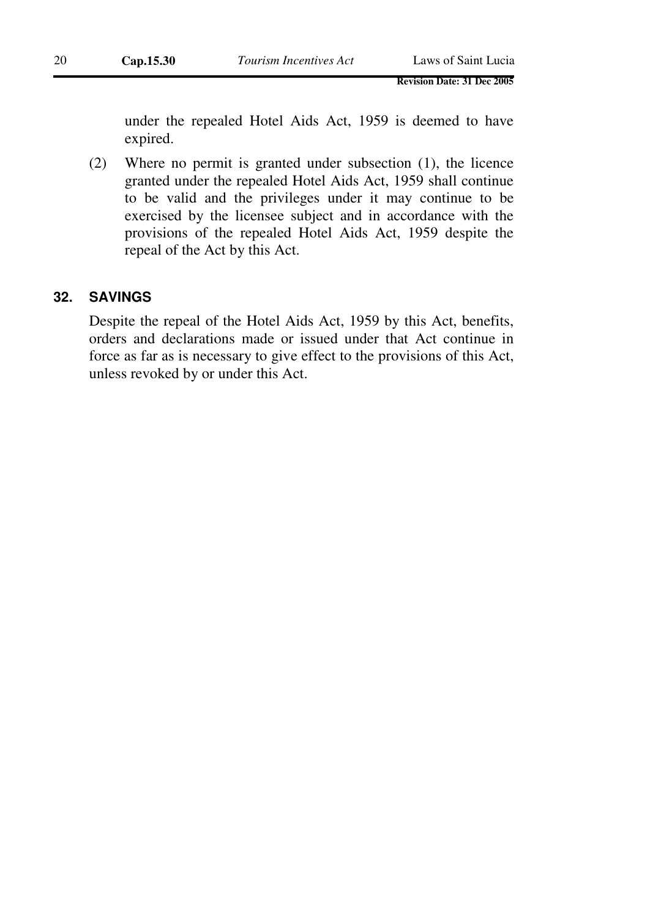under the repealed Hotel Aids Act, 1959 is deemed to have expired.

(2) Where no permit is granted under subsection (1), the licence granted under the repealed Hotel Aids Act, 1959 shall continue to be valid and the privileges under it may continue to be exercised by the licensee subject and in accordance with the provisions of the repealed Hotel Aids Act, 1959 despite the repeal of the Act by this Act.

## 32. SAVINGS

Despite the repeal of the Hotel Aids Act, 1959 by this Act, benefits, orders and declarations made or issued under that Act continue in force as far as is necessary to give effect to the provisions of this Act, unless revoked by or under this Act.